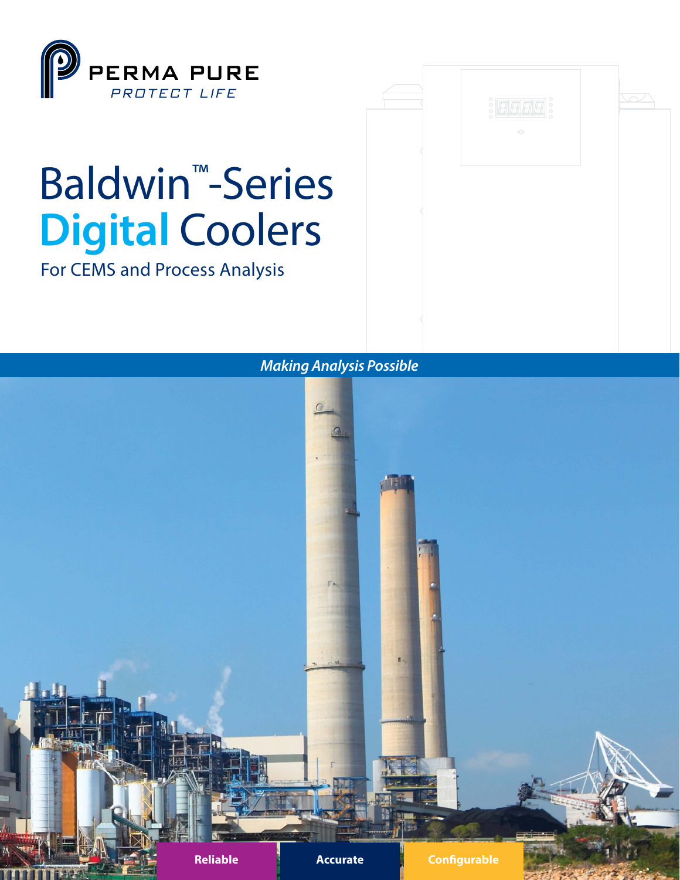PERMA PURE

PROTECT LIFE

# Baldwin™-Series Digital Coolers

For CEMS and Process Analysis

*Making Analysis Possible*

**Reliable** **Accurate** **Configurable**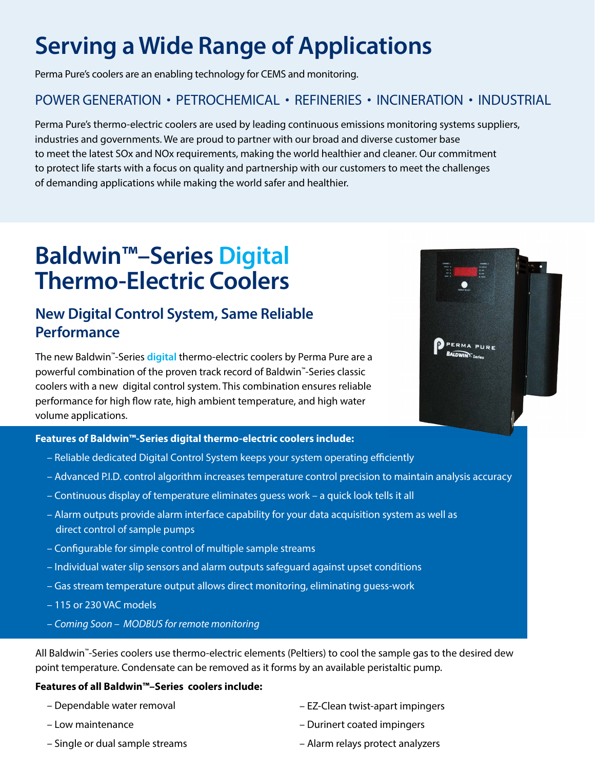# Serving a Wide Range of Applications

Perma Pure's coolers are an enabling technology for CEMS and monitoring.

POWER GENERATION • PETROCHEMICAL • REFINERIES • INCINERATION • INDUSTRIAL

Perma Pure's thermo-electric coolers are used by leading continuous emissions monitoring systems suppliers, industries and governments. We are proud to partner with our broad and diverse customer base to meet the latest SOx and NOx requirements, making the world healthier and cleaner. Our commitment to protect life starts with a focus on quality and partnership with our customers to meet the challenges of demanding applications while making the world safer and healthier.

# Baldwin™–Series Digital Thermo-Electric Coolers

## New Digital Control System, Same Reliable Performance

The new Baldwin™-Series **digital** thermo-electric coolers by Perma Pure are a powerful combination of the proven track record of Baldwin™-Series classic coolers with a new digital control system. This combination ensures reliable performance for high flow rate, high ambient temperature, and high water volume applications.

**Features of Baldwin™-Series digital thermo-electric coolers include:**

- Reliable dedicated Digital Control System keeps your system operating efficiently
- Advanced P.I.D. control algorithm increases temperature control precision to maintain analysis accuracy
- Continuous display of temperature eliminates guess work – a quick look tells it all
- Alarm outputs provide alarm interface capability for your data acquisition system as well as direct control of sample pumps
- Configurable for simple control of multiple sample streams
- Individual water slip sensors and alarm outputs safeguard against upset conditions
- Gas stream temperature output allows direct monitoring, eliminating guess-work
- 115 or 230 VAC models
- *Coming Soon – MODBUS for remote monitoring*

All Baldwin™-Series coolers use thermo-electric elements (Peltiers) to cool the sample gas to the desired dew point temperature. Condensate can be removed as it forms by an available peristaltic pump.

**Features of all Baldwin™–Series coolers include:**

- Dependable water removal
- Low maintenance
- Single or dual sample streams
- EZ-Clean twist-apart impingers
- Durinert coated impingers
- Alarm relays protect analyzers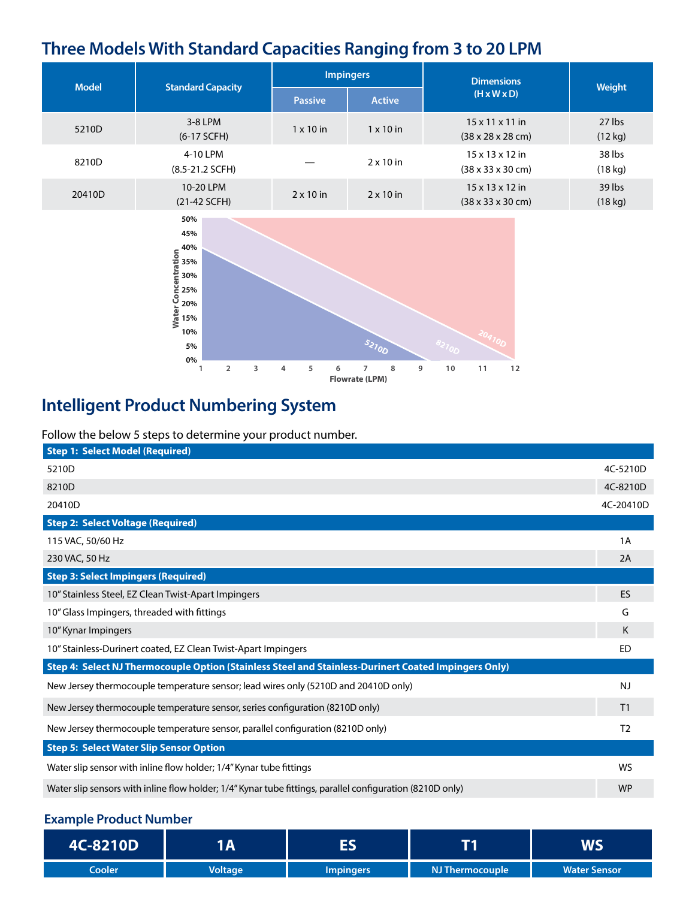## Three Models With Standard Capacities Ranging from 3 to 20 LPM

| Model | Standard Capacity | Impingers | | Dimensions (H x W x D) | Weight |
|---|---|---|---|---|---|
| | | Passive | Active | | |
| 5210D | 3-8 LPM (6-17 SCFH) | 1 x 10 in | 1 x 10 in | 15 x 11 x 11 in (38 x 28 x 28 cm) | 27 lbs (12 kg) |
| 8210D | 4-10 LPM (8.5-21.2 SCFH) | — | 2 x 10 in | 15 x 13 x 12 in (38 x 33 x 30 cm) | 38 lbs (18 kg) |
| 20410D | 10-20 LPM (21-42 SCFH) | 2 x 10 in | 2 x 10 in | 15 x 13 x 12 in (38 x 33 x 30 cm) | 39 lbs (18 kg) |

## Intelligent Product Numbering System

Follow the below 5 steps to determine your product number.

| Step 1: Select Model (Required) | |
|---|---|
| 5210D | 4C-5210D |
| 8210D | 4C-8210D |
| 20410D | 4C-20410D |
| **Step 2: Select Voltage (Required)** | |
| 115 VAC, 50/60 Hz | 1A |
| 230 VAC, 50 Hz | 2A |
| **Step 3: Select Impingers (Required)** | |
| 10" Stainless Steel, EZ Clean Twist-Apart Impingers | ES |
| 10" Glass Impingers, threaded with fittings | G |
| 10" Kynar Impingers | K |
| 10" Stainless-Durinert coated, EZ Clean Twist-Apart Impingers | ED |
| **Step 4: Select NJ Thermocouple Option (Stainless Steel and Stainless-Durinert Coated Impingers Only)** | |
| New Jersey thermocouple temperature sensor; lead wires only (5210D and 20410D only) | NJ |
| New Jersey thermocouple temperature sensor, series configuration (8210D only) | T1 |
| New Jersey thermocouple temperature sensor, parallel configuration (8210D only) | T2 |
| **Step 5: Select Water Slip Sensor Option** | |
| Water slip sensor with inline flow holder; 1/4" Kynar tube fittings | WS |
| Water slip sensors with inline flow holder; 1/4" Kynar tube fittings, parallel configuration (8210D only) | WP |

### Example Product Number

| 4C-8210D | 1A | ES | T1 | WS |
|---|---|---|---|---|
| Cooler | Voltage | Impingers | NJ Thermocouple | Water Sensor |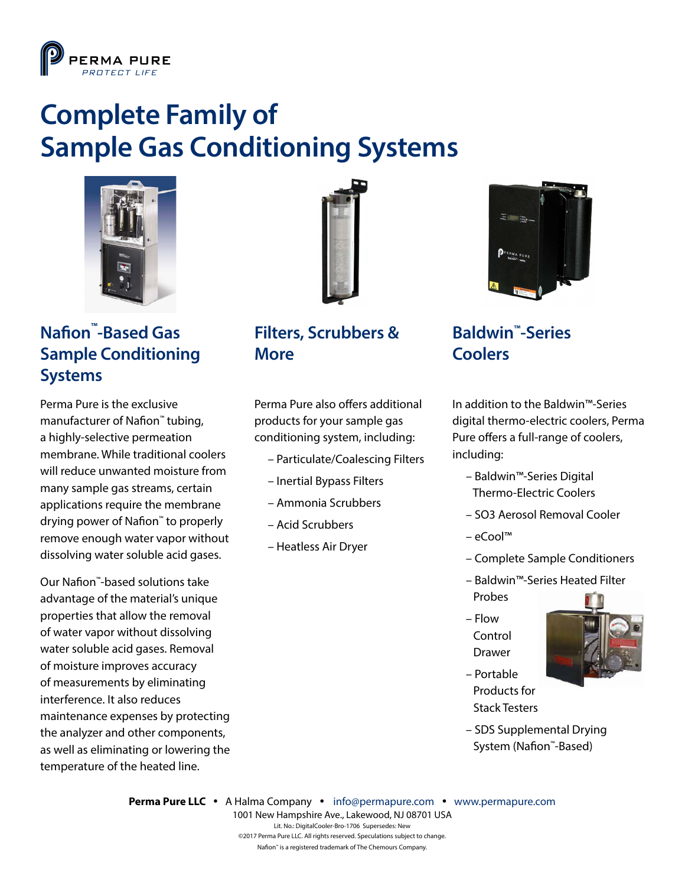# Complete Family of Sample Gas Conditioning Systems

## Nafion™-Based Gas Sample Conditioning Systems

Perma Pure is the exclusive manufacturer of Nafion™ tubing, a highly-selective permeation membrane. While traditional coolers will reduce unwanted moisture from many sample gas streams, certain applications require the membrane drying power of Nafion™ to properly remove enough water vapor without dissolving water soluble acid gases.

Our Nafion™-based solutions take advantage of the material's unique properties that allow the removal of water vapor without dissolving water soluble acid gases. Removal of moisture improves accuracy of measurements by eliminating interference. It also reduces maintenance expenses by protecting the analyzer and other components, as well as eliminating or lowering the temperature of the heated line.

## Filters, Scrubbers & More

Perma Pure also offers additional products for your sample gas conditioning system, including:

- Particulate/Coalescing Filters
- Inertial Bypass Filters
- Ammonia Scrubbers
- Acid Scrubbers
- Heatless Air Dryer

## Baldwin™-Series Coolers

In addition to the Baldwin™-Series digital thermo-electric coolers, Perma Pure offers a full-range of coolers, including:

- Baldwin™-Series Digital Thermo-Electric Coolers
- SO3 Aerosol Removal Cooler
- eCool™
- Complete Sample Conditioners
- Baldwin™-Series Heated Filter Probes
- Flow Control Drawer
- Portable Products for Stack Testers
- SDS Supplemental Drying System (Nafion™-Based)

**Perma Pure LLC** • A Halma Company • info@permapure.com • www.permapure.com
1001 New Hampshire Ave., Lakewood, NJ 08701 USA
Lit. No.: DigitalCooler-Bro-1706 Supersedes: New
©2017 Perma Pure LLC. All rights reserved. Speculations subject to change.
Nafion™ is a registered trademark of The Chemours Company.